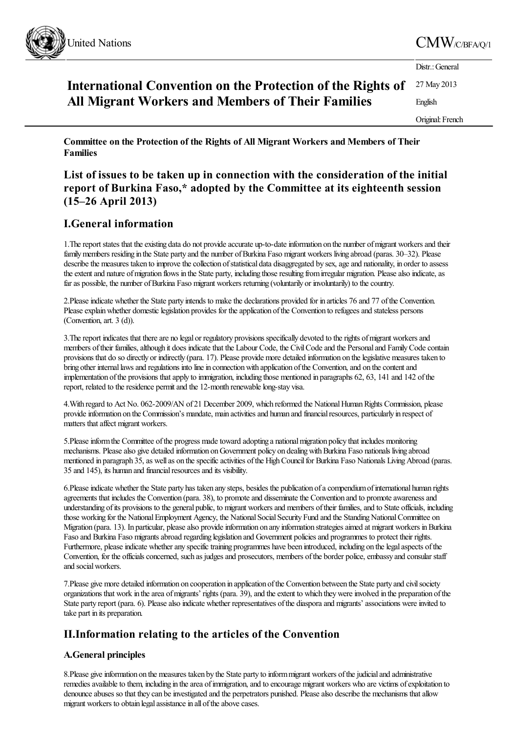United Nations

CMW/C/BFA/Q/1

Distr.: General

27 May 2013

English

Original: French

# International Convention on the Protection of the Rights of All Migrant Workers and Members of Their Families

**Committee on the Protection of the Rights of All Migrant Workers and Members of Their Families**

## List of issues to be taken up in connection with the consideration of the initial report of Burkina Faso,* adopted by the Committee at its eighteenth session (15–26 April 2013)

## I. General information

1. The report states that the existing data do not provide accurate up-to-date information on the number of migrant workers and their family members residing in the State party and the number of Burkina Faso migrant workers living abroad (paras. 30–32). Please describe the measures taken to improve the collection of statistical data disaggregated by sex, age and nationality, in order to assess the extent and nature of migration flows in the State party, including those resulting from irregular migration. Please also indicate, as far as possible, the number of Burkina Faso migrant workers returning (voluntarily or involuntarily) to the country.

2. Please indicate whether the State party intends to make the declarations provided for in articles 76 and 77 of the Convention. Please explain whether domestic legislation provides for the application of the Convention to refugees and stateless persons (Convention, art. 3 (d)).

3. The report indicates that there are no legal or regulatory provisions specifically devoted to the rights of migrant workers and members of their families, although it does indicate that the Labour Code, the Civil Code and the Personal and Family Code contain provisions that do so directly or indirectly (para. 17). Please provide more detailed information on the legislative measures taken to bring other internal laws and regulations into line in connection with application of the Convention, and on the content and implementation of the provisions that apply to immigration, including those mentioned in paragraphs 62, 63, 141 and 142 of the report, related to the residence permit and the 12-month renewable long-stay visa.

4. With regard to Act No. 062-2009/AN of 21 December 2009, which reformed the National Human Rights Commission, please provide information on the Commission's mandate, main activities and human and financial resources, particularly in respect of matters that affect migrant workers.

5. Please inform the Committee of the progress made toward adopting a national migration policy that includes monitoring mechanisms. Please also give detailed information on Government policy on dealing with Burkina Faso nationals living abroad mentioned in paragraph 35, as well as on the specific activities of the High Council for Burkina Faso Nationals Living Abroad (paras. 35 and 145), its human and financial resources and its visibility.

6. Please indicate whether the State party has taken any steps, besides the publication of a compendium of international human rights agreements that includes the Convention (para. 38), to promote and disseminate the Convention and to promote awareness and understanding of its provisions to the general public, to migrant workers and members of their families, and to State officials, including those working for the National Employment Agency, the National Social Security Fund and the Standing National Committee on Migration (para. 13). In particular, please also provide information on any information strategies aimed at migrant workers in Burkina Faso and Burkina Faso migrants abroad regarding legislation and Government policies and programmes to protect their rights. Furthermore, please indicate whether any specific training programmes have been introduced, including on the legal aspects of the Convention, for the officials concerned, such as judges and prosecutors, members of the border police, embassy and consular staff and social workers.

7. Please give more detailed information on cooperation in application of the Convention between the State party and civil society organizations that work in the area of migrants' rights (para. 39), and the extent to which they were involved in the preparation of the State party report (para. 6). Please also indicate whether representatives of the diaspora and migrants' associations were invited to take part in its preparation.

## II. Information relating to the articles of the Convention

### A. General principles

8. Please give information on the measures taken by the State party to inform migrant workers of the judicial and administrative remedies available to them, including in the area of immigration, and to encourage migrant workers who are victims of exploitation to denounce abuses so that they can be investigated and the perpetrators punished. Please also describe the mechanisms that allow migrant workers to obtain legal assistance in all of the above cases.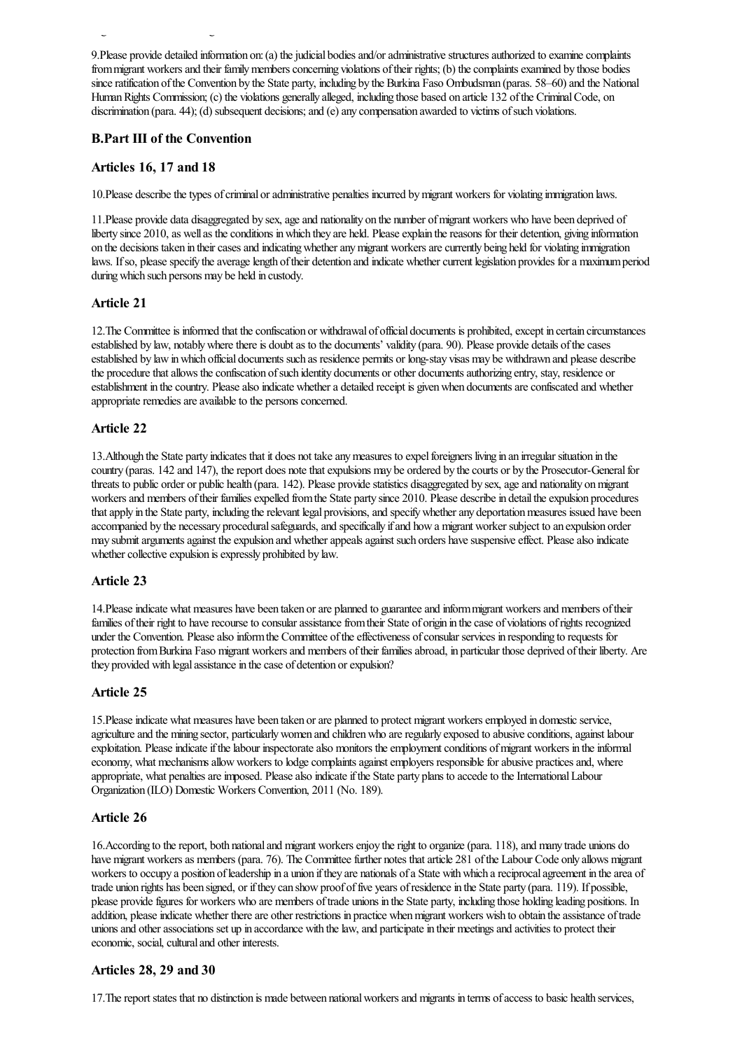9.Please provide detailed information on: (a) the judicial bodies and/or administrative structures authorized to examine complaints from migrant workers and their family members concerning violations of their rights; (b) the complaints examined by those bodies since ratification of the Convention by the State party, including by the Burkina Faso Ombudsman (paras. 58–60) and the National Human Rights Commission; (c) the violations generally alleged, including those based on article 132 of the Criminal Code, on discrimination (para. 44); (d) subsequent decisions; and (e) any compensation awarded to victims of such violations.

## B.Part III of the Convention

### Articles 16, 17 and 18

10.Please describe the types of criminal or administrative penalties incurred by migrant workers for violating immigration laws.

11.Please provide data disaggregated by sex, age and nationality on the number of migrant workers who have been deprived of liberty since 2010, as well as the conditions in which they are held. Please explain the reasons for their detention, giving information on the decisions taken in their cases and indicating whether any migrant workers are currently being held for violating immigration laws. If so, please specify the average length of their detention and indicate whether current legislation provides for a maximum period during which such persons may be held in custody.

### Article 21

12.The Committee is informed that the confiscation or withdrawal of official documents is prohibited, except in certain circumstances established by law, notably where there is doubt as to the documents' validity (para. 90). Please provide details of the cases established by law in which official documents such as residence permits or long-stay visas may be withdrawn and please describe the procedure that allows the confiscation of such identity documents or other documents authorizing entry, stay, residence or establishment in the country. Please also indicate whether a detailed receipt is given when documents are confiscated and whether appropriate remedies are available to the persons concerned.

### Article 22

13.Although the State party indicates that it does not take any measures to expel foreigners living in an irregular situation in the country (paras. 142 and 147), the report does note that expulsions may be ordered by the courts or by the Prosecutor-General for threats to public order or public health (para. 142). Please provide statistics disaggregated by sex, age and nationality on migrant workers and members of their families expelled from the State party since 2010. Please describe in detail the expulsion procedures that apply in the State party, including the relevant legal provisions, and specify whether any deportation measures issued have been accompanied by the necessary procedural safeguards, and specifically if and how a migrant worker subject to an expulsion order may submit arguments against the expulsion and whether appeals against such orders have suspensive effect. Please also indicate whether collective expulsion is expressly prohibited by law.

### Article 23

14.Please indicate what measures have been taken or are planned to guarantee and inform migrant workers and members of their families of their right to have recourse to consular assistance from their State of origin in the case of violations of rights recognized under the Convention. Please also inform the Committee of the effectiveness of consular services in responding to requests for protection from Burkina Faso migrant workers and members of their families abroad, in particular those deprived of their liberty. Are they provided with legal assistance in the case of detention or expulsion?

### Article 25

15.Please indicate what measures have been taken or are planned to protect migrant workers employed in domestic service, agriculture and the mining sector, particularly women and children who are regularly exposed to abusive conditions, against labour exploitation. Please indicate if the labour inspectorate also monitors the employment conditions of migrant workers in the informal economy, what mechanisms allow workers to lodge complaints against employers responsible for abusive practices and, where appropriate, what penalties are imposed. Please also indicate if the State party plans to accede to the International Labour Organization (ILO) Domestic Workers Convention, 2011 (No. 189).

### Article 26

16.According to the report, both national and migrant workers enjoy the right to organize (para. 118), and many trade unions do have migrant workers as members (para. 76). The Committee further notes that article 281 of the Labour Code only allows migrant workers to occupy a position of leadership in a union if they are nationals of a State with which a reciprocal agreement in the area of trade union rights has been signed, or if they can show proof of five years of residence in the State party (para. 119). If possible, please provide figures for workers who are members of trade unions in the State party, including those holding leading positions. In addition, please indicate whether there are other restrictions in practice when migrant workers wish to obtain the assistance of trade unions and other associations set up in accordance with the law, and participate in their meetings and activities to protect their economic, social, cultural and other interests.

### Articles 28, 29 and 30

17.The report states that no distinction is made between national workers and migrants in terms of access to basic health services,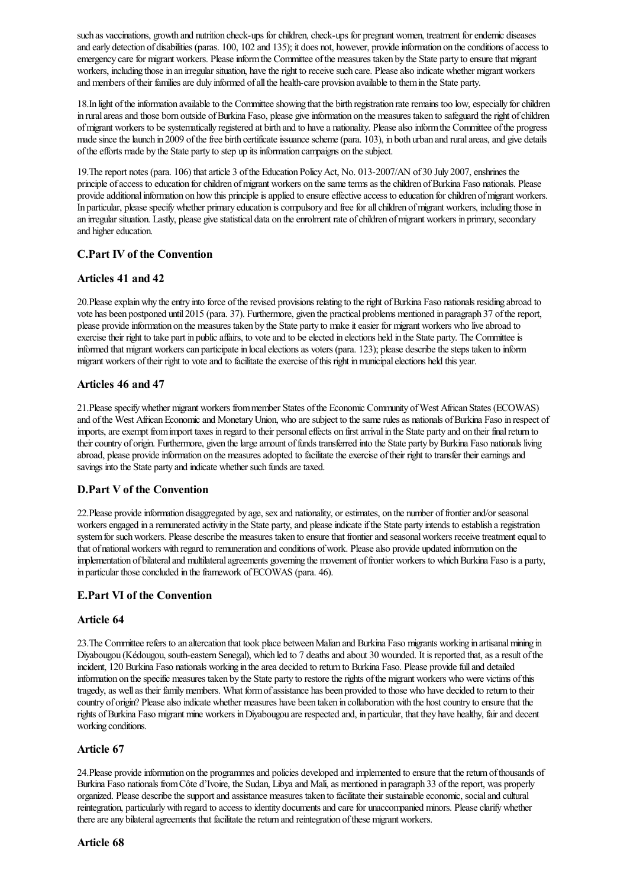such as vaccinations, growth and nutrition check-ups for children, check-ups for pregnant women, treatment for endemic diseases and early detection of disabilities (paras. 100, 102 and 135); it does not, however, provide information on the conditions of access to emergency care for migrant workers. Please inform the Committee of the measures taken by the State party to ensure that migrant workers, including those in an irregular situation, have the right to receive such care. Please also indicate whether migrant workers and members of their families are duly informed of all the health-care provision available to them in the State party.

18.In light of the information available to the Committee showing that the birth registration rate remains too low, especially for children in rural areas and those born outside of Burkina Faso, please give information on the measures taken to safeguard the right of children of migrant workers to be systematically registered at birth and to have a nationality. Please also inform the Committee of the progress made since the launch in 2009 of the free birth certificate issuance scheme (para. 103), in both urban and rural areas, and give details of the efforts made by the State party to step up its information campaigns on the subject.

19.The report notes (para. 106) that article 3 of the Education Policy Act, No. 013-2007/AN of 30 July 2007, enshrines the principle of access to education for children of migrant workers on the same terms as the children of Burkina Faso nationals. Please provide additional information on how this principle is applied to ensure effective access to education for children of migrant workers. In particular, please specify whether primary education is compulsory and free for all children of migrant workers, including those in an irregular situation. Lastly, please give statistical data on the enrolment rate of children of migrant workers in primary, secondary and higher education.

### C.Part IV of the Convention

### Articles 41 and 42

20.Please explain why the entry into force of the revised provisions relating to the right of Burkina Faso nationals residing abroad to vote has been postponed until 2015 (para. 37). Furthermore, given the practical problems mentioned in paragraph 37 of the report, please provide information on the measures taken by the State party to make it easier for migrant workers who live abroad to exercise their right to take part in public affairs, to vote and to be elected in elections held in the State party. The Committee is informed that migrant workers can participate in local elections as voters (para. 123); please describe the steps taken to inform migrant workers of their right to vote and to facilitate the exercise of this right in municipal elections held this year.

### Articles 46 and 47

21.Please specify whether migrant workers from member States of the Economic Community of West African States (ECOWAS) and of the West African Economic and Monetary Union, who are subject to the same rules as nationals of Burkina Faso in respect of imports, are exempt from import taxes in regard to their personal effects on first arrival in the State party and on their final return to their country of origin. Furthermore, given the large amount of funds transferred into the State party by Burkina Faso nationals living abroad, please provide information on the measures adopted to facilitate the exercise of their right to transfer their earnings and savings into the State party and indicate whether such funds are taxed.

### D.Part V of the Convention

22.Please provide information disaggregated by age, sex and nationality, or estimates, on the number of frontier and/or seasonal workers engaged in a remunerated activity in the State party, and please indicate if the State party intends to establish a registration system for such workers. Please describe the measures taken to ensure that frontier and seasonal workers receive treatment equal to that of national workers with regard to remuneration and conditions of work. Please also provide updated information on the implementation of bilateral and multilateral agreements governing the movement of frontier workers to which Burkina Faso is a party, in particular those concluded in the framework of ECOWAS (para. 46).

### E.Part VI of the Convention

### Article 64

23.The Committee refers to an altercation that took place between Malian and Burkina Faso migrants working in artisanal mining in Diyabougou (Kédougou, south-eastern Senegal), which led to 7 deaths and about 30 wounded. It is reported that, as a result of the incident, 120 Burkina Faso nationals working in the area decided to return to Burkina Faso. Please provide full and detailed information on the specific measures taken by the State party to restore the rights of the migrant workers who were victims of this tragedy, as well as their family members. What form of assistance has been provided to those who have decided to return to their country of origin? Please also indicate whether measures have been taken in collaboration with the host country to ensure that the rights of Burkina Faso migrant mine workers in Diyabougou are respected and, in particular, that they have healthy, fair and decent working conditions.

### Article 67

24.Please provide information on the programmes and policies developed and implemented to ensure that the return of thousands of Burkina Faso nationals from Côte d'Ivoire, the Sudan, Libya and Mali, as mentioned in paragraph 33 of the report, was properly organized. Please describe the support and assistance measures taken to facilitate their sustainable economic, social and cultural reintegration, particularly with regard to access to identity documents and care for unaccompanied minors. Please clarify whether there are any bilateral agreements that facilitate the return and reintegration of these migrant workers.

### Article 68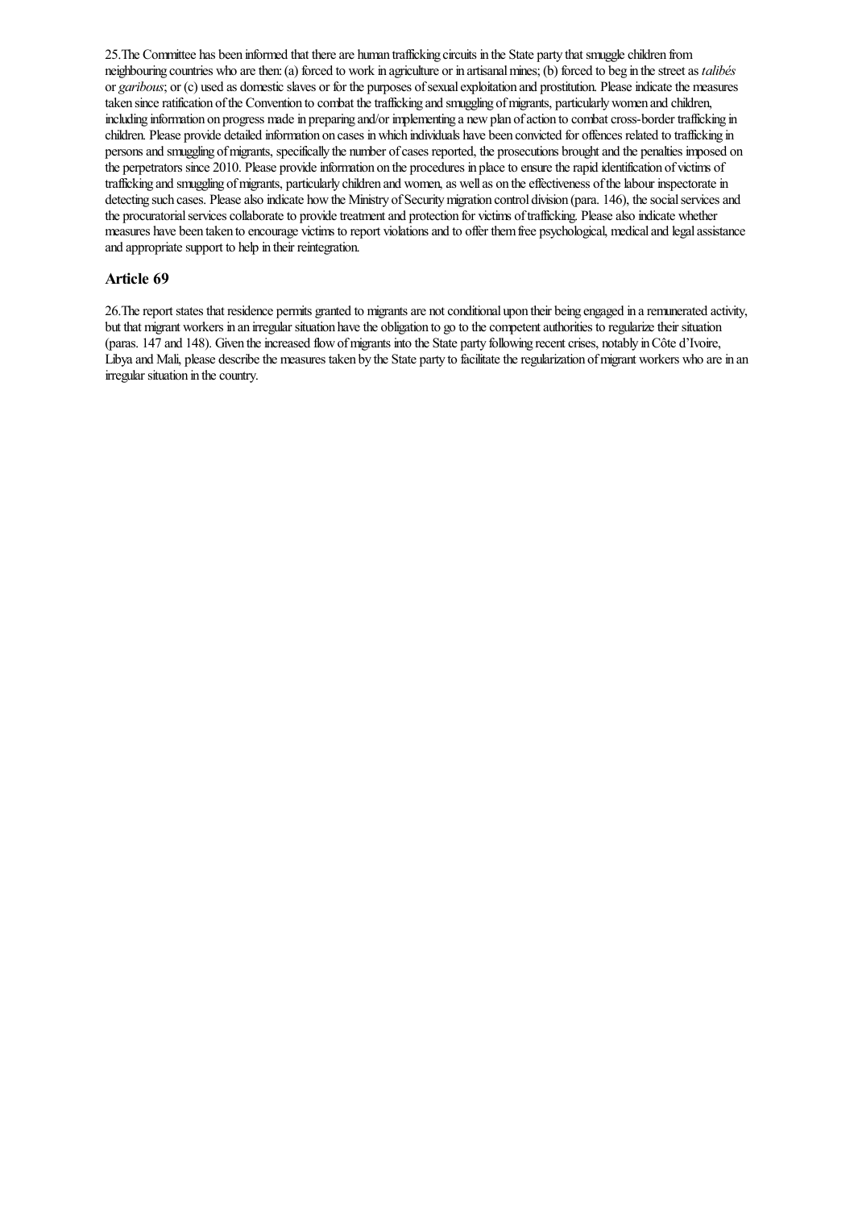25.The Committee has been informed that there are human trafficking circuits in the State party that smuggle children from neighbouring countries who are then: (a) forced to work in agriculture or in artisanal mines; (b) forced to beg in the street as *talibés* or *garibous*; or (c) used as domestic slaves or for the purposes of sexual exploitation and prostitution. Please indicate the measures taken since ratification of the Convention to combat the trafficking and smuggling of migrants, particularly women and children, including information on progress made in preparing and/or implementing a new plan of action to combat cross-border trafficking in children. Please provide detailed information on cases in which individuals have been convicted for offences related to trafficking in persons and smuggling of migrants, specifically the number of cases reported, the prosecutions brought and the penalties imposed on the perpetrators since 2010. Please provide information on the procedures in place to ensure the rapid identification of victims of trafficking and smuggling of migrants, particularly children and women, as well as on the effectiveness of the labour inspectorate in detecting such cases. Please also indicate how the Ministry of Security migration control division (para. 146), the social services and the procuratorial services collaborate to provide treatment and protection for victims of trafficking. Please also indicate whether measures have been taken to encourage victims to report violations and to offer them free psychological, medical and legal assistance and appropriate support to help in their reintegration.

### Article 69

26.The report states that residence permits granted to migrants are not conditional upon their being engaged in a remunerated activity, but that migrant workers in an irregular situation have the obligation to go to the competent authorities to regularize their situation (paras. 147 and 148). Given the increased flow of migrants into the State party following recent crises, notably in Côte d'Ivoire, Libya and Mali, please describe the measures taken by the State party to facilitate the regularization of migrant workers who are in an irregular situation in the country.